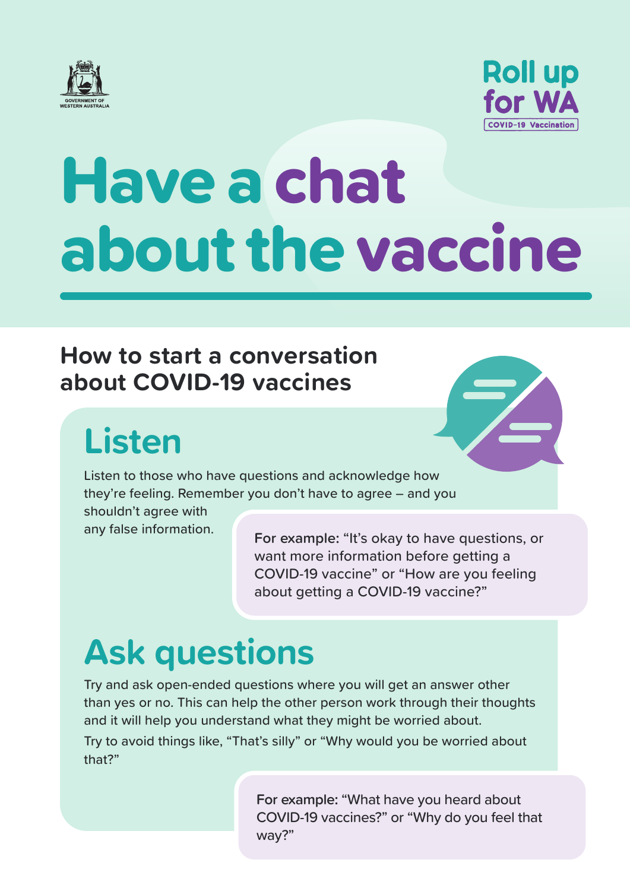GOVERNMENT OF WESTERN AUSTRALIA

Roll up for WA

COVID-19 Vaccination

# Have a chat about the vaccine

## How to start a conversation about COVID-19 vaccines

## Listen

Listen to those who have questions and acknowledge how they're feeling. Remember you don't have to agree – and you shouldn't agree with any false information.

**For example:** "It's okay to have questions, or want more information before getting a COVID-19 vaccine" or "How are you feeling about getting a COVID-19 vaccine?"

## Ask questions

Try and ask open-ended questions where you will get an answer other than yes or no. This can help the other person work through their thoughts and it will help you understand what they might be worried about.

Try to avoid things like, "That's silly" or "Why would you be worried about that?"

**For example:** "What have you heard about COVID-19 vaccines?" or "Why do you feel that way?"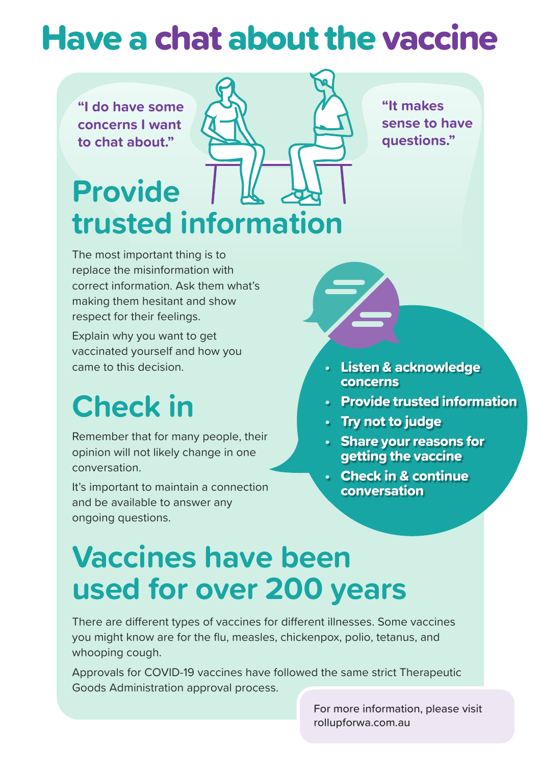# Have a chat about the vaccine

"I do have some concerns I want to chat about."

"It makes sense to have questions."

## Provide trusted information

The most important thing is to replace the misinformation with correct information. Ask them what's making them hesitant and show respect for their feelings.

Explain why you want to get vaccinated yourself and how you came to this decision.

## Check in

Remember that for many people, their opinion will not likely change in one conversation.

It's important to maintain a connection and be available to answer any ongoing questions.

- **Listen & acknowledge concerns**
- **Provide trusted information**
- **Try not to judge**
- **Share your reasons for getting the vaccine**
- **Check in & continue conversation**

## Vaccines have been used for over 200 years

There are different types of vaccines for different illnesses. Some vaccines you might know are for the flu, measles, chickenpox, polio, tetanus, and whooping cough.

Approvals for COVID-19 vaccines have followed the same strict Therapeutic Goods Administration approval process.

For more information, please visit rollupforwa.com.au